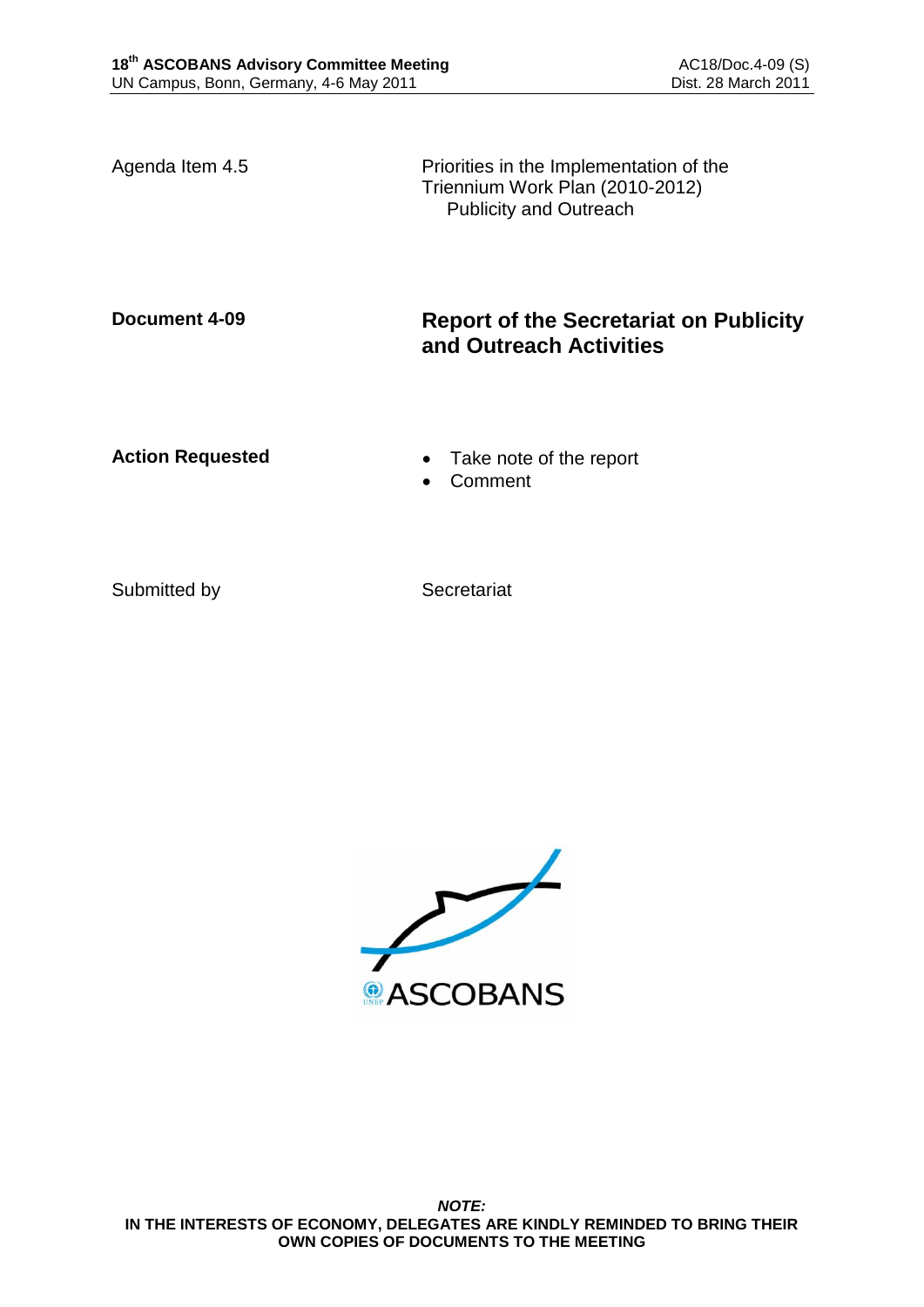Agenda Item 4.5

Priorities in the Implementation of the Triennium Work Plan (2010-2012)
Publicity and Outreach

**Document 4-09**

# Report of the Secretariat on Publicity and Outreach Activities

**Action Requested**

- Take note of the report
- Comment

Submitted by

Secretariat

***NOTE:***
**IN THE INTERESTS OF ECONOMY, DELEGATES ARE KINDLY REMINDED TO BRING THEIR OWN COPIES OF DOCUMENTS TO THE MEETING**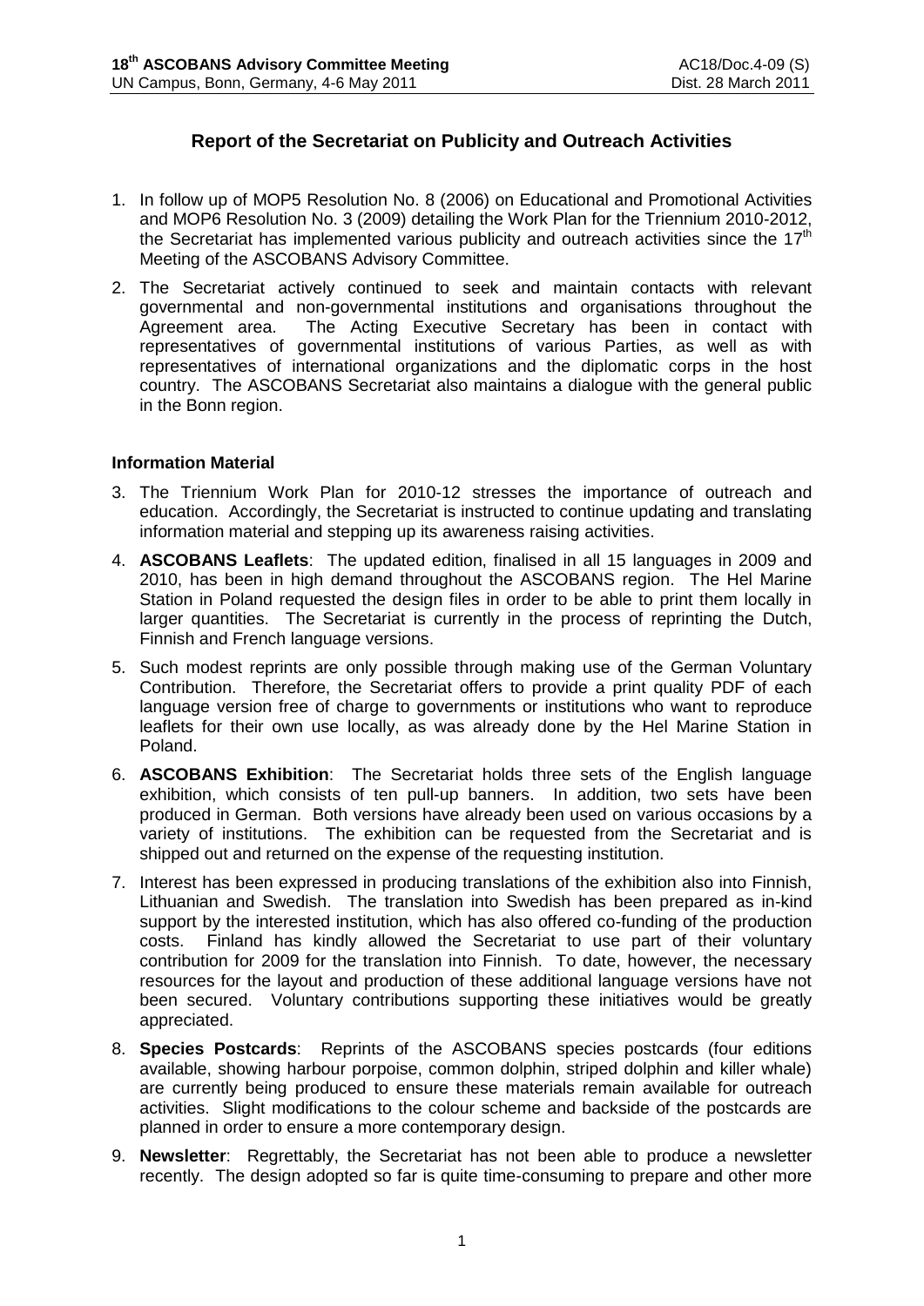## Report of the Secretariat on Publicity and Outreach Activities

1. In follow up of MOP5 Resolution No. 8 (2006) on Educational and Promotional Activities and MOP6 Resolution No. 3 (2009) detailing the Work Plan for the Triennium 2010-2012, the Secretariat has implemented various publicity and outreach activities since the 17th Meeting of the ASCOBANS Advisory Committee.
2. The Secretariat actively continued to seek and maintain contacts with relevant governmental and non-governmental institutions and organisations throughout the Agreement area. The Acting Executive Secretary has been in contact with representatives of governmental institutions of various Parties, as well as with representatives of international organizations and the diplomatic corps in the host country. The ASCOBANS Secretariat also maintains a dialogue with the general public in the Bonn region.

### Information Material

3. The Triennium Work Plan for 2010-12 stresses the importance of outreach and education. Accordingly, the Secretariat is instructed to continue updating and translating information material and stepping up its awareness raising activities.
4. **ASCOBANS Leaflets**: The updated edition, finalised in all 15 languages in 2009 and 2010, has been in high demand throughout the ASCOBANS region. The Hel Marine Station in Poland requested the design files in order to be able to print them locally in larger quantities. The Secretariat is currently in the process of reprinting the Dutch, Finnish and French language versions.
5. Such modest reprints are only possible through making use of the German Voluntary Contribution. Therefore, the Secretariat offers to provide a print quality PDF of each language version free of charge to governments or institutions who want to reproduce leaflets for their own use locally, as was already done by the Hel Marine Station in Poland.
6. **ASCOBANS Exhibition**: The Secretariat holds three sets of the English language exhibition, which consists of ten pull-up banners. In addition, two sets have been produced in German. Both versions have already been used on various occasions by a variety of institutions. The exhibition can be requested from the Secretariat and is shipped out and returned on the expense of the requesting institution.
7. Interest has been expressed in producing translations of the exhibition also into Finnish, Lithuanian and Swedish. The translation into Swedish has been prepared as in-kind support by the interested institution, which has also offered co-funding of the production costs. Finland has kindly allowed the Secretariat to use part of their voluntary contribution for 2009 for the translation into Finnish. To date, however, the necessary resources for the layout and production of these additional language versions have not been secured. Voluntary contributions supporting these initiatives would be greatly appreciated.
8. **Species Postcards**: Reprints of the ASCOBANS species postcards (four editions available, showing harbour porpoise, common dolphin, striped dolphin and killer whale) are currently being produced to ensure these materials remain available for outreach activities. Slight modifications to the colour scheme and backside of the postcards are planned in order to ensure a more contemporary design.
9. **Newsletter**: Regrettably, the Secretariat has not been able to produce a newsletter recently. The design adopted so far is quite time-consuming to prepare and other more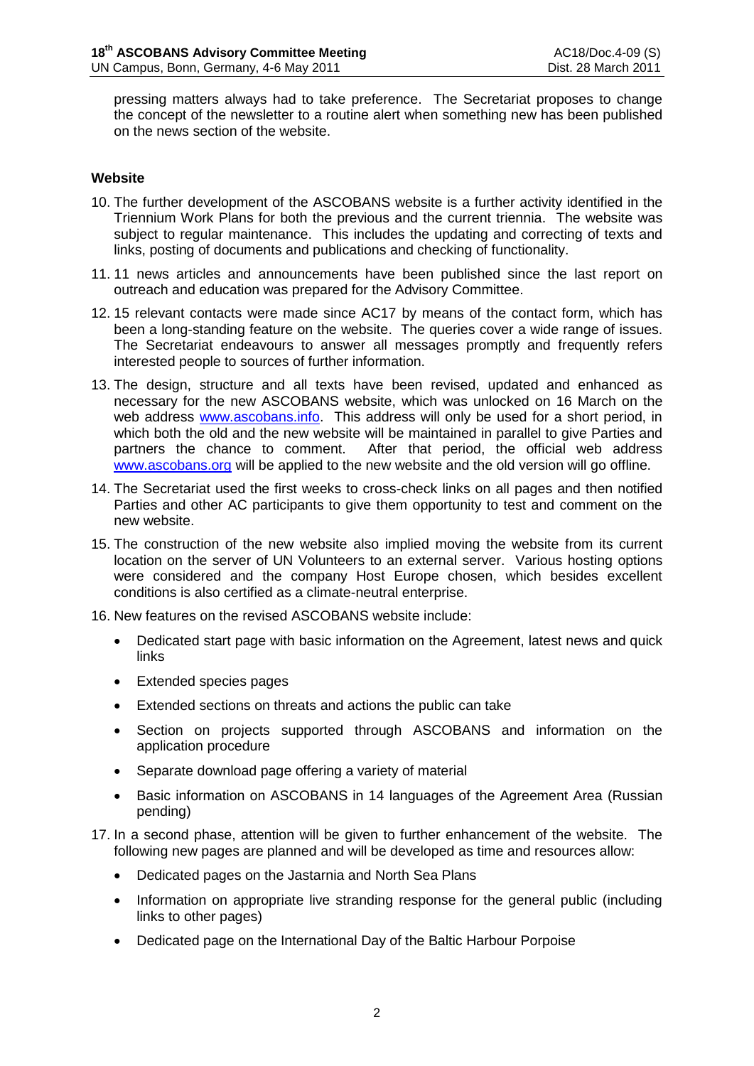pressing matters always had to take preference. The Secretariat proposes to change the concept of the newsletter to a routine alert when something new has been published on the news section of the website.

**Website**

10. The further development of the ASCOBANS website is a further activity identified in the Triennium Work Plans for both the previous and the current triennia. The website was subject to regular maintenance. This includes the updating and correcting of texts and links, posting of documents and publications and checking of functionality.

11. 11 news articles and announcements have been published since the last report on outreach and education was prepared for the Advisory Committee.

12. 15 relevant contacts were made since AC17 by means of the contact form, which has been a long-standing feature on the website. The queries cover a wide range of issues. The Secretariat endeavours to answer all messages promptly and frequently refers interested people to sources of further information.

13. The design, structure and all texts have been revised, updated and enhanced as necessary for the new ASCOBANS website, which was unlocked on 16 March on the web address [www.ascobans.info](http://www.ascobans.info). This address will only be used for a short period, in which both the old and the new website will be maintained in parallel to give Parties and partners the chance to comment. After that period, the official web address [www.ascobans.org](http://www.ascobans.org) will be applied to the new website and the old version will go offline.

14. The Secretariat used the first weeks to cross-check links on all pages and then notified Parties and other AC participants to give them opportunity to test and comment on the new website.

15. The construction of the new website also implied moving the website from its current location on the server of UN Volunteers to an external server. Various hosting options were considered and the company Host Europe chosen, which besides excellent conditions is also certified as a climate-neutral enterprise.

16. New features on the revised ASCOBANS website include:

    - Dedicated start page with basic information on the Agreement, latest news and quick links
    - Extended species pages
    - Extended sections on threats and actions the public can take
    - Section on projects supported through ASCOBANS and information on the application procedure
    - Separate download page offering a variety of material
    - Basic information on ASCOBANS in 14 languages of the Agreement Area (Russian pending)

17. In a second phase, attention will be given to further enhancement of the website. The following new pages are planned and will be developed as time and resources allow:

    - Dedicated pages on the Jastarnia and North Sea Plans
    - Information on appropriate live stranding response for the general public (including links to other pages)
    - Dedicated page on the International Day of the Baltic Harbour Porpoise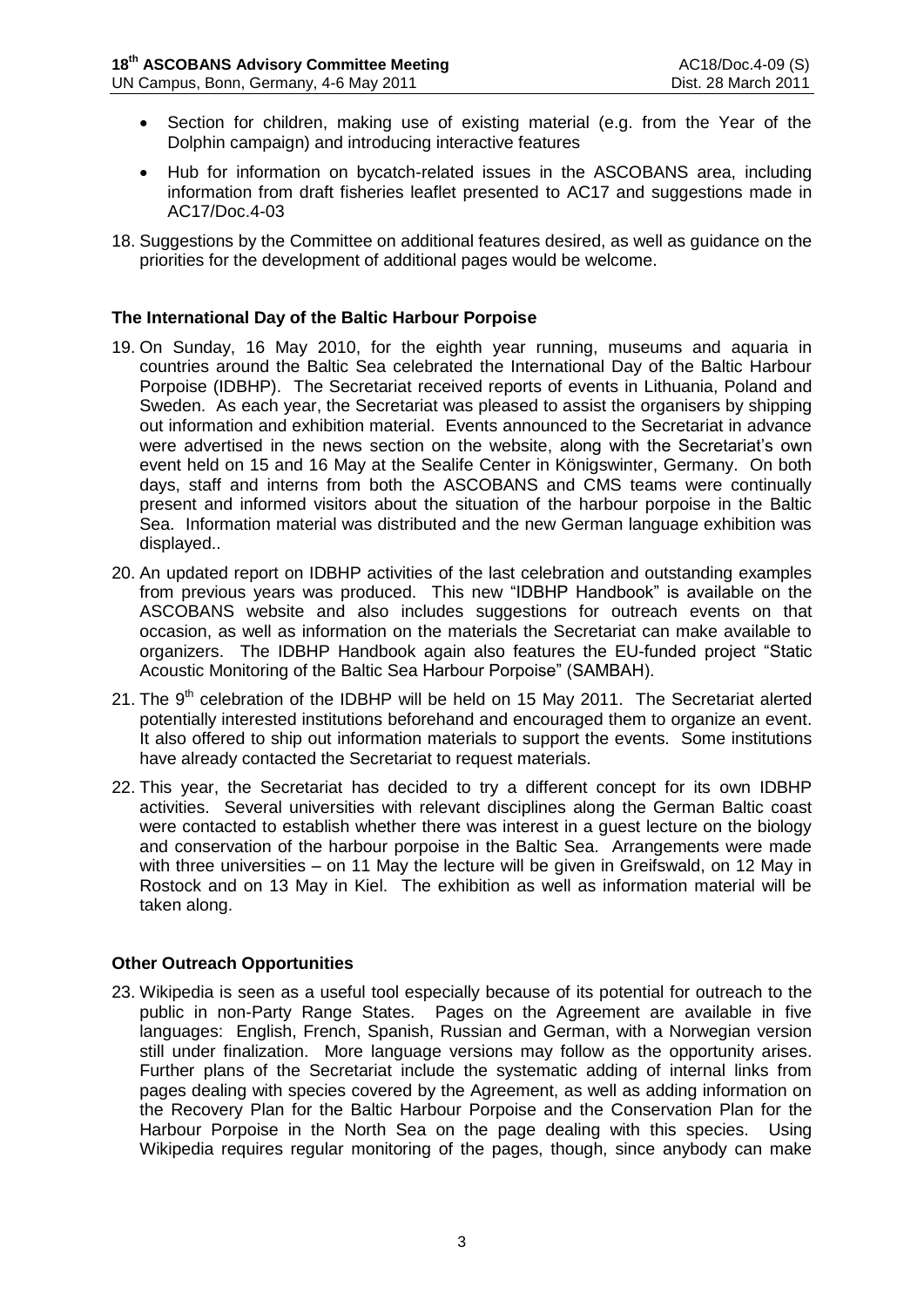- Section for children, making use of existing material (e.g. from the Year of the Dolphin campaign) and introducing interactive features
- Hub for information on bycatch-related issues in the ASCOBANS area, including information from draft fisheries leaflet presented to AC17 and suggestions made in AC17/Doc.4-03

18. Suggestions by the Committee on additional features desired, as well as guidance on the priorities for the development of additional pages would be welcome.

**The International Day of the Baltic Harbour Porpoise**

19. On Sunday, 16 May 2010, for the eighth year running, museums and aquaria in countries around the Baltic Sea celebrated the International Day of the Baltic Harbour Porpoise (IDBHP). The Secretariat received reports of events in Lithuania, Poland and Sweden. As each year, the Secretariat was pleased to assist the organisers by shipping out information and exhibition material. Events announced to the Secretariat in advance were advertised in the news section on the website, along with the Secretariat's own event held on 15 and 16 May at the Sealife Center in Königswinter, Germany. On both days, staff and interns from both the ASCOBANS and CMS teams were continually present and informed visitors about the situation of the harbour porpoise in the Baltic Sea. Information material was distributed and the new German language exhibition was displayed..

20. An updated report on IDBHP activities of the last celebration and outstanding examples from previous years was produced. This new "IDBHP Handbook" is available on the ASCOBANS website and also includes suggestions for outreach events on that occasion, as well as information on the materials the Secretariat can make available to organizers. The IDBHP Handbook again also features the EU-funded project "Static Acoustic Monitoring of the Baltic Sea Harbour Porpoise" (SAMBAH).

21. The 9th celebration of the IDBHP will be held on 15 May 2011. The Secretariat alerted potentially interested institutions beforehand and encouraged them to organize an event. It also offered to ship out information materials to support the events. Some institutions have already contacted the Secretariat to request materials.

22. This year, the Secretariat has decided to try a different concept for its own IDBHP activities. Several universities with relevant disciplines along the German Baltic coast were contacted to establish whether there was interest in a guest lecture on the biology and conservation of the harbour porpoise in the Baltic Sea. Arrangements were made with three universities – on 11 May the lecture will be given in Greifswald, on 12 May in Rostock and on 13 May in Kiel. The exhibition as well as information material will be taken along.

**Other Outreach Opportunities**

23. Wikipedia is seen as a useful tool especially because of its potential for outreach to the public in non-Party Range States. Pages on the Agreement are available in five languages: English, French, Spanish, Russian and German, with a Norwegian version still under finalization. More language versions may follow as the opportunity arises. Further plans of the Secretariat include the systematic adding of internal links from pages dealing with species covered by the Agreement, as well as adding information on the Recovery Plan for the Baltic Harbour Porpoise and the Conservation Plan for the Harbour Porpoise in the North Sea on the page dealing with this species. Using Wikipedia requires regular monitoring of the pages, though, since anybody can make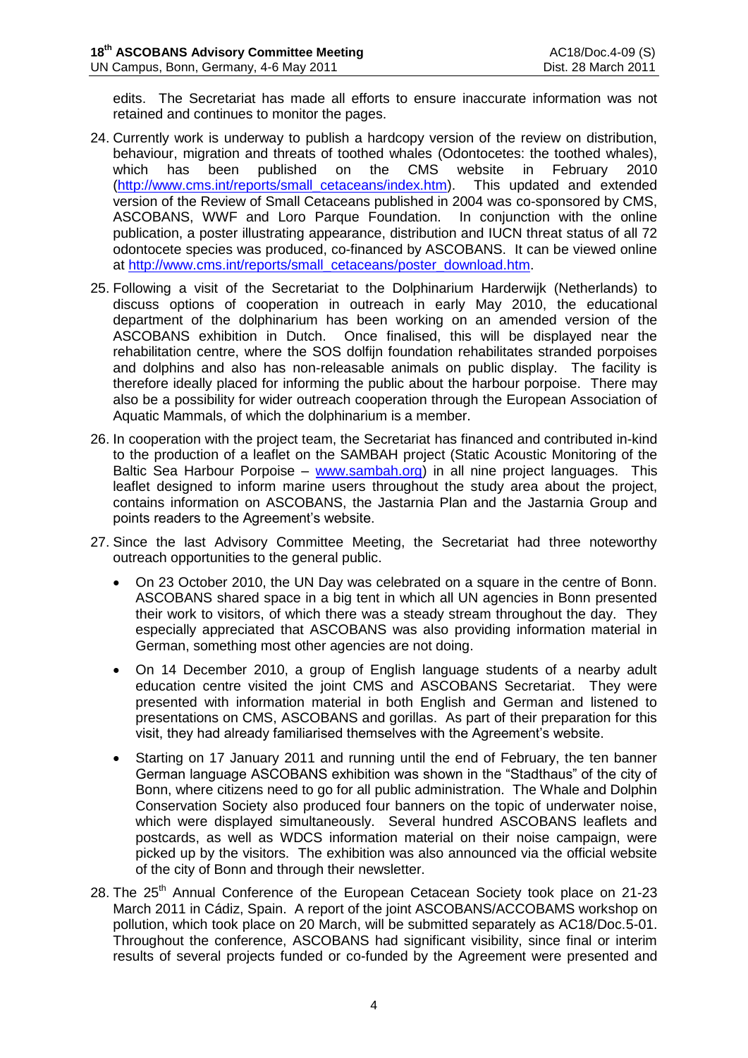edits. The Secretariat has made all efforts to ensure inaccurate information was not retained and continues to monitor the pages.

24. Currently work is underway to publish a hardcopy version of the review on distribution, behaviour, migration and threats of toothed whales (Odontocetes: the toothed whales), which has been published on the CMS website in February 2010 (http://www.cms.int/reports/small_cetaceans/index.htm). This updated and extended version of the Review of Small Cetaceans published in 2004 was co-sponsored by CMS, ASCOBANS, WWF and Loro Parque Foundation. In conjunction with the online publication, a poster illustrating appearance, distribution and IUCN threat status of all 72 odontocete species was produced, co-financed by ASCOBANS. It can be viewed online at http://www.cms.int/reports/small_cetaceans/poster_download.htm.

25. Following a visit of the Secretariat to the Dolphinarium Harderwijk (Netherlands) to discuss options of cooperation in outreach in early May 2010, the educational department of the dolphinarium has been working on an amended version of the ASCOBANS exhibition in Dutch. Once finalised, this will be displayed near the rehabilitation centre, where the SOS dolfijn foundation rehabilitates stranded porpoises and dolphins and also has non-releasable animals on public display. The facility is therefore ideally placed for informing the public about the harbour porpoise. There may also be a possibility for wider outreach cooperation through the European Association of Aquatic Mammals, of which the dolphinarium is a member.

26. In cooperation with the project team, the Secretariat has financed and contributed in-kind to the production of a leaflet on the SAMBAH project (Static Acoustic Monitoring of the Baltic Sea Harbour Porpoise – www.sambah.org) in all nine project languages. This leaflet designed to inform marine users throughout the study area about the project, contains information on ASCOBANS, the Jastarnia Plan and the Jastarnia Group and points readers to the Agreement's website.

27. Since the last Advisory Committee Meeting, the Secretariat had three noteworthy outreach opportunities to the general public.

    - On 23 October 2010, the UN Day was celebrated on a square in the centre of Bonn. ASCOBANS shared space in a big tent in which all UN agencies in Bonn presented their work to visitors, of which there was a steady stream throughout the day. They especially appreciated that ASCOBANS was also providing information material in German, something most other agencies are not doing.
    - On 14 December 2010, a group of English language students of a nearby adult education centre visited the joint CMS and ASCOBANS Secretariat. They were presented with information material in both English and German and listened to presentations on CMS, ASCOBANS and gorillas. As part of their preparation for this visit, they had already familiarised themselves with the Agreement's website.
    - Starting on 17 January 2011 and running until the end of February, the ten banner German language ASCOBANS exhibition was shown in the "Stadthaus" of the city of Bonn, where citizens need to go for all public administration. The Whale and Dolphin Conservation Society also produced four banners on the topic of underwater noise, which were displayed simultaneously. Several hundred ASCOBANS leaflets and postcards, as well as WDCS information material on their noise campaign, were picked up by the visitors. The exhibition was also announced via the official website of the city of Bonn and through their newsletter.

28. The 25th Annual Conference of the European Cetacean Society took place on 21-23 March 2011 in Cádiz, Spain. A report of the joint ASCOBANS/ACCOBAMS workshop on pollution, which took place on 20 March, will be submitted separately as AC18/Doc.5-01. Throughout the conference, ASCOBANS had significant visibility, since final or interim results of several projects funded or co-funded by the Agreement were presented and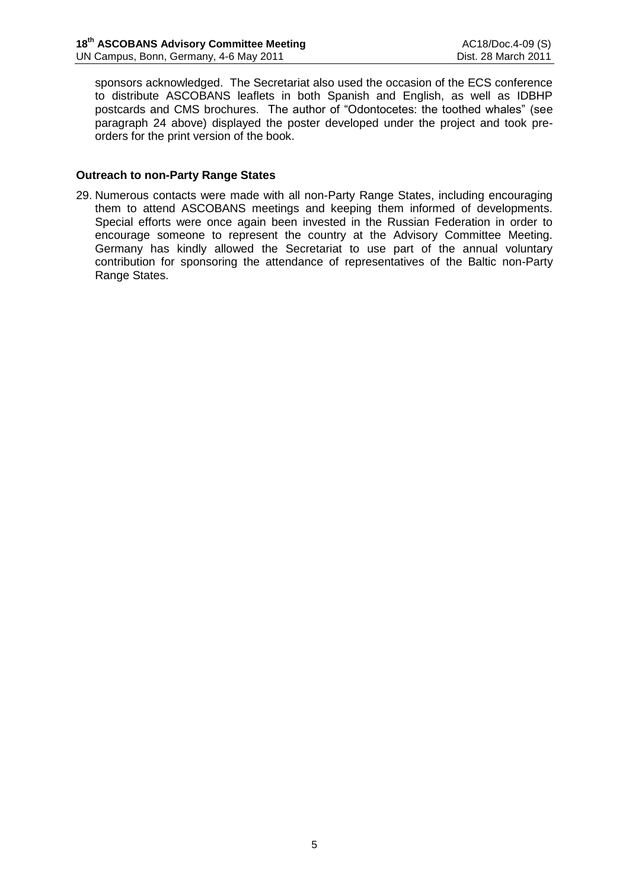sponsors acknowledged. The Secretariat also used the occasion of the ECS conference to distribute ASCOBANS leaflets in both Spanish and English, as well as IDBHP postcards and CMS brochures. The author of "Odontocetes: the toothed whales" (see paragraph 24 above) displayed the poster developed under the project and took pre-orders for the print version of the book.

**Outreach to non-Party Range States**

29. Numerous contacts were made with all non-Party Range States, including encouraging them to attend ASCOBANS meetings and keeping them informed of developments. Special efforts were once again been invested in the Russian Federation in order to encourage someone to represent the country at the Advisory Committee Meeting. Germany has kindly allowed the Secretariat to use part of the annual voluntary contribution for sponsoring the attendance of representatives of the Baltic non-Party Range States.